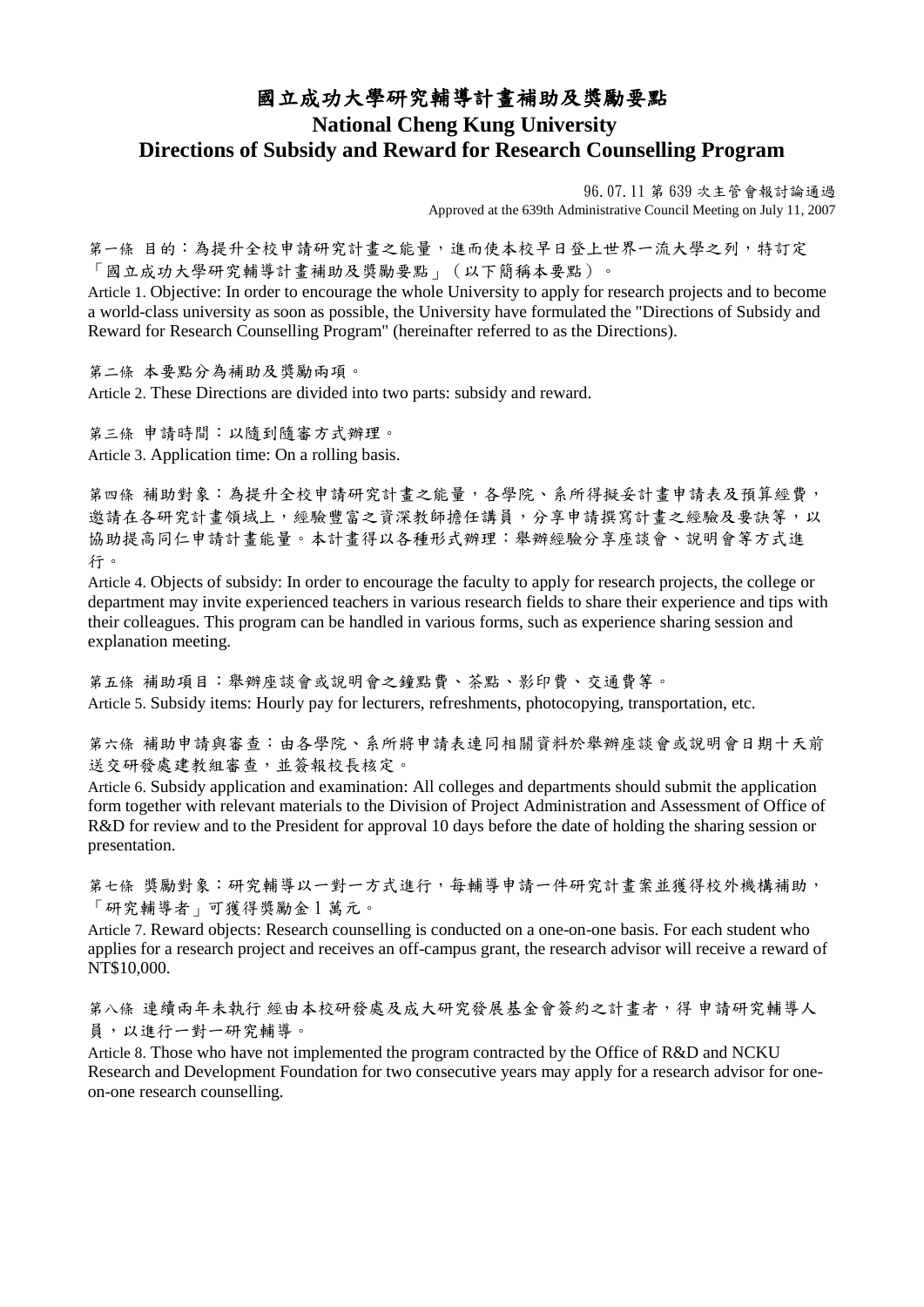# 國立成功大學研究輔導計畫補助及獎勵要點

## National Cheng Kung University
## Directions of Subsidy and Reward for Research Counselling Program

96.07.11 第 639 次主管會報討論通過
Approved at the 639th Administrative Council Meeting on July 11, 2007

第一條 目的：為提升全校申請研究計畫之能量，進而使本校早日登上世界一流大學之列，特訂定「國立成功大學研究輔導計畫補助及獎勵要點」（以下簡稱本要點）。

Article 1. Objective: In order to encourage the whole University to apply for research projects and to become a world-class university as soon as possible, the University have formulated the "Directions of Subsidy and Reward for Research Counselling Program" (hereinafter referred to as the Directions).

第二條 本要點分為補助及獎勵兩項。

Article 2. These Directions are divided into two parts: subsidy and reward.

第三條 申請時間：以隨到隨審方式辦理。

Article 3. Application time: On a rolling basis.

第四條 補助對象：為提升全校申請研究計畫之能量，各學院、系所得擬妥計畫申請表及預算經費，邀請在各研究計畫領域上，經驗豐富之資深教師擔任講員，分享申請撰寫計畫之經驗及要訣等，以協助提高同仁申請計畫能量。本計畫得以各種形式辦理：舉辦經驗分享座談會、說明會等方式進行。

Article 4. Objects of subsidy: In order to encourage the faculty to apply for research projects, the college or department may invite experienced teachers in various research fields to share their experience and tips with their colleagues. This program can be handled in various forms, such as experience sharing session and explanation meeting.

第五條 補助項目：舉辦座談會或說明會之鐘點費、茶點、影印費、交通費等。

Article 5. Subsidy items: Hourly pay for lecturers, refreshments, photocopying, transportation, etc.

第六條 補助申請與審查：由各學院、系所將申請表連同相關資料於舉辦座談會或說明會日期十天前送交研發處建教組審查，並簽報校長核定。

Article 6. Subsidy application and examination: All colleges and departments should submit the application form together with relevant materials to the Division of Project Administration and Assessment of Office of R&D for review and to the President for approval 10 days before the date of holding the sharing session or presentation.

第七條 獎勵對象：研究輔導以一對一方式進行，每輔導申請一件研究計畫案並獲得校外機構補助，「研究輔導者」可獲得獎勵金 1 萬元。

Article 7. Reward objects: Research counselling is conducted on a one-on-one basis. For each student who applies for a research project and receives an off-campus grant, the research advisor will receive a reward of NT$10,000.

第八條 連續兩年未執行 經由本校研發處及成大研究發展基金會簽約之計畫者，得 申請研究輔導人員，以進行一對一研究輔導。

Article 8. Those who have not implemented the program contracted by the Office of R&D and NCKU Research and Development Foundation for two consecutive years may apply for a research advisor for one-on-one research counselling.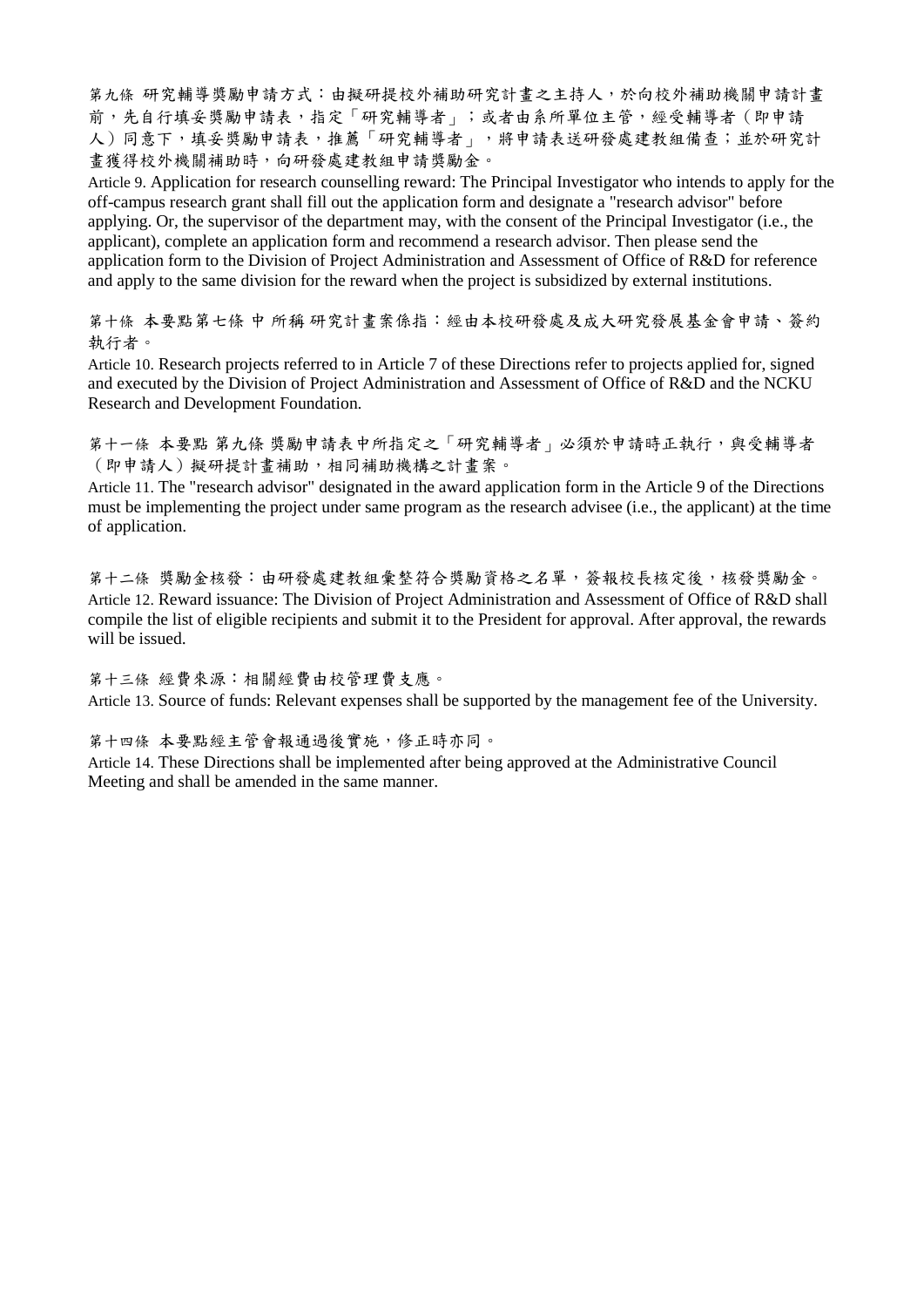第九條 研究輔導獎勵申請方式：由擬研提校外補助研究計畫之主持人，於向校外補助機關申請計畫前，先自行填妥獎勵申請表，指定「研究輔導者」；或者由系所單位主管，經受輔導者（即申請人）同意下，填妥獎勵申請表，推薦「研究輔導者」，將申請表送研發處建教組備查；並於研究計畫獲得校外機關補助時，向研發處建教組申請獎勵金。

Article 9. Application for research counselling reward: The Principal Investigator who intends to apply for the off-campus research grant shall fill out the application form and designate a "research advisor" before applying. Or, the supervisor of the department may, with the consent of the Principal Investigator (i.e., the applicant), complete an application form and recommend a research advisor. Then please send the application form to the Division of Project Administration and Assessment of Office of R&D for reference and apply to the same division for the reward when the project is subsidized by external institutions.

第十條 本要點第七條 中 所稱 研究計畫案係指：經由本校研發處及成大研究發展基金會申請、簽約執行者。

Article 10. Research projects referred to in Article 7 of these Directions refer to projects applied for, signed and executed by the Division of Project Administration and Assessment of Office of R&D and the NCKU Research and Development Foundation.

第十一條 本要點 第九條 獎勵申請表中所指定之「研究輔導者」必須於申請時正執行，與受輔導者（即申請人）擬研提計畫補助，相同補助機構之計畫案。

Article 11. The "research advisor" designated in the award application form in the Article 9 of the Directions must be implementing the project under same program as the research advisee (i.e., the applicant) at the time of application.

第十二條 獎勵金核發：由研發處建教組彙整符合獎勵資格之名單，簽報校長核定後，核發獎勵金。

Article 12. Reward issuance: The Division of Project Administration and Assessment of Office of R&D shall compile the list of eligible recipients and submit it to the President for approval. After approval, the rewards will be issued.

第十三條 經費來源：相關經費由校管理費支應。

Article 13. Source of funds: Relevant expenses shall be supported by the management fee of the University.

第十四條 本要點經主管會報通過後實施，修正時亦同。

Article 14. These Directions shall be implemented after being approved at the Administrative Council Meeting and shall be amended in the same manner.